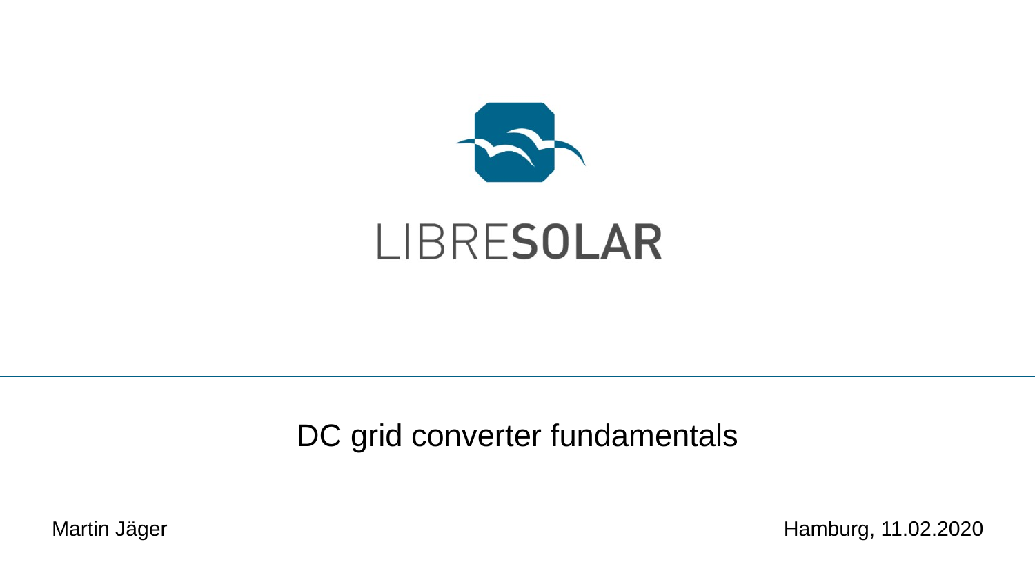LIBRESOLAR

# DC grid converter fundamentals

Martin Jäger

Hamburg, 11.02.2020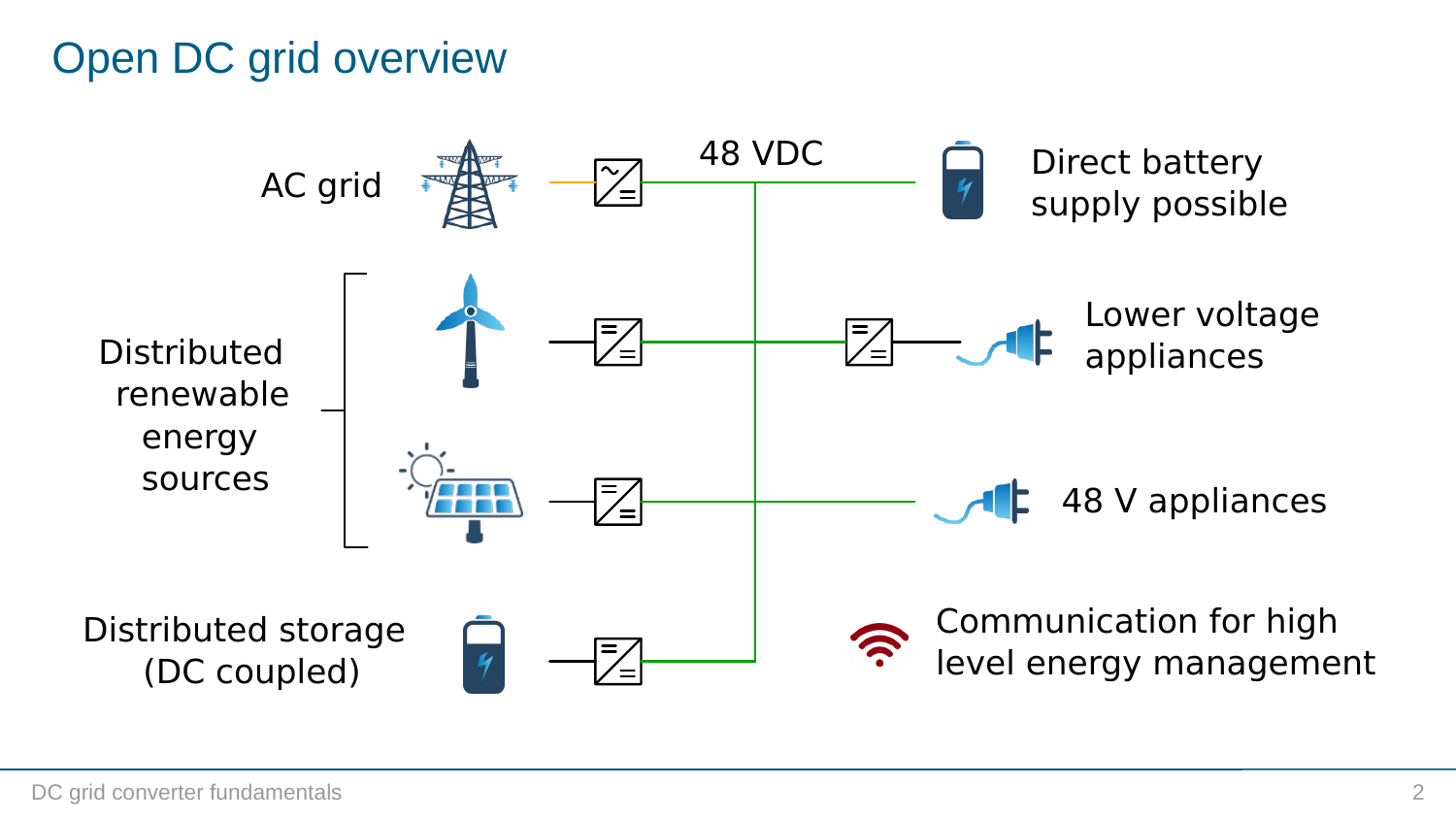# Open DC grid overview

AC grid

Distributed renewable energy sources

Distributed storage (DC coupled)

48 VDC

Direct battery supply possible

Lower voltage appliances

48 V appliances

Communication for high level energy management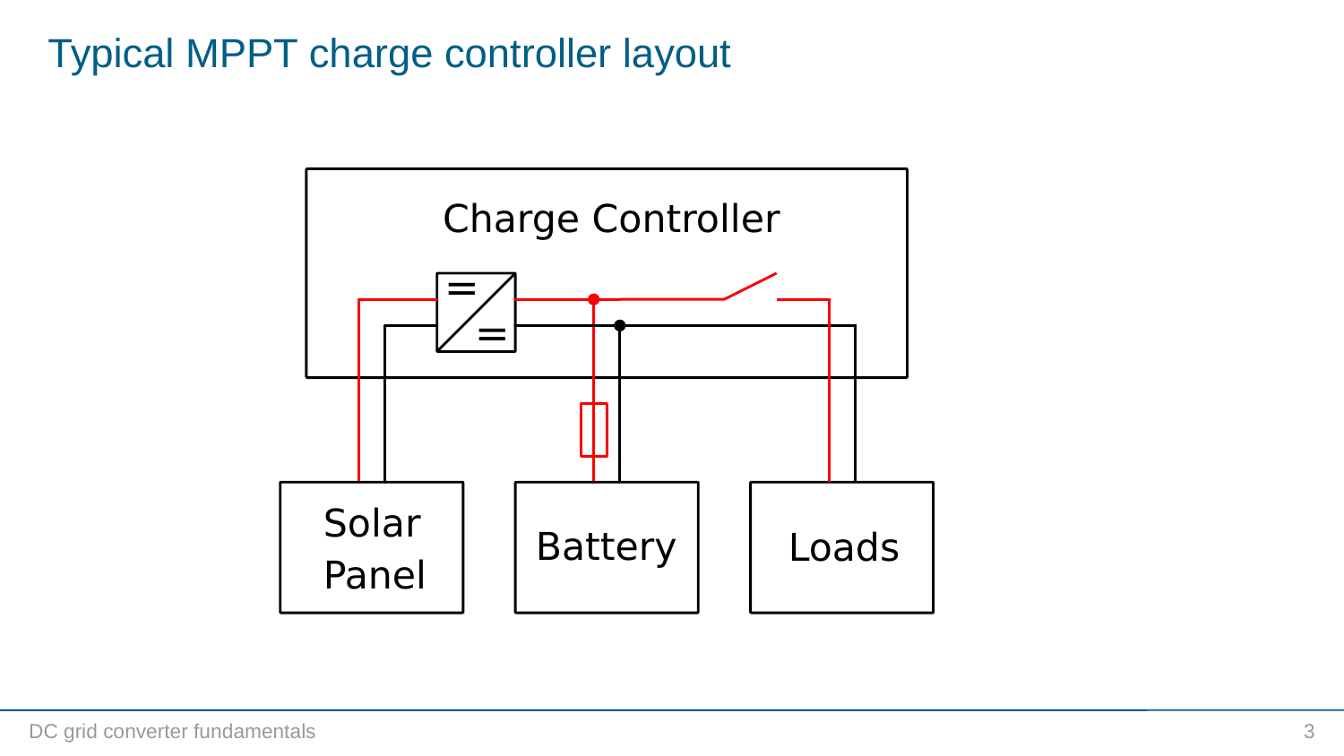# Typical MPPT charge controller layout

Charge Controller

Solar Panel

Battery

Loads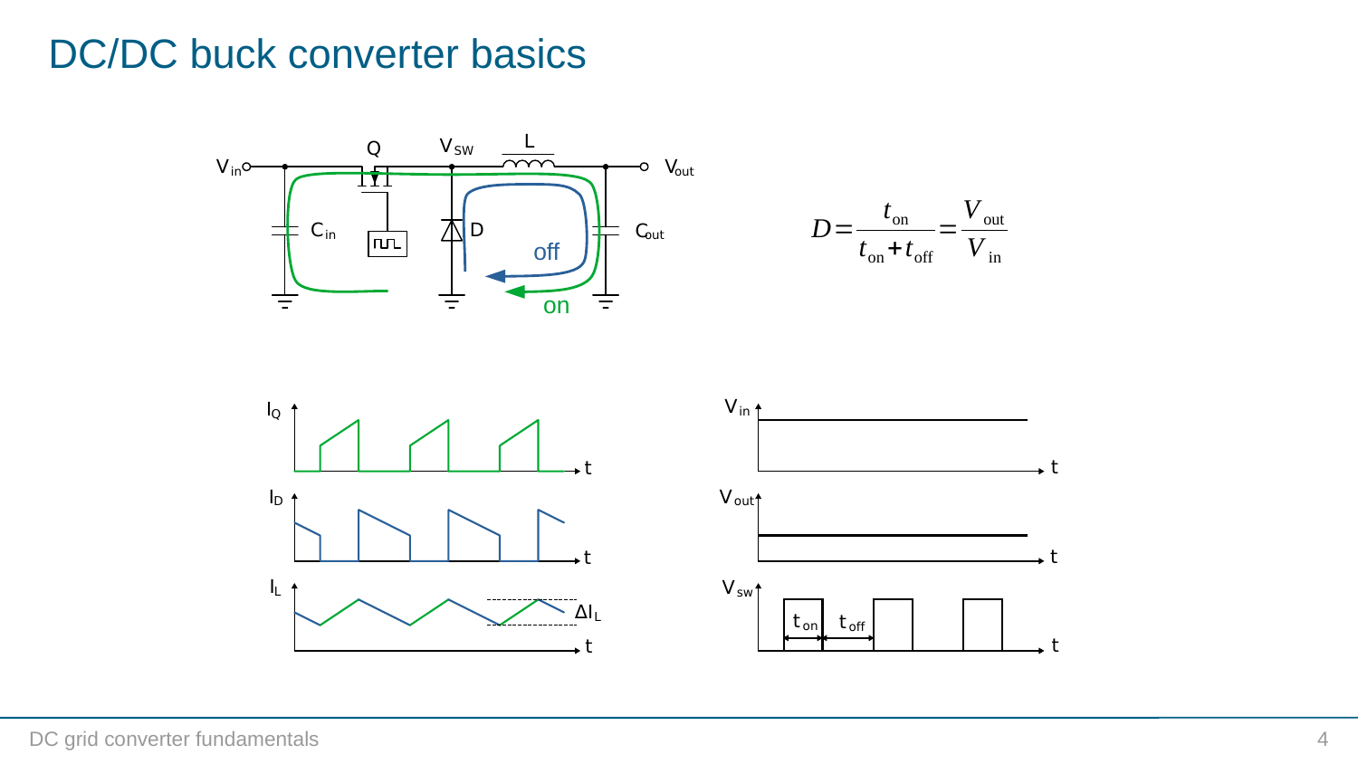# DC/DC buck converter basics

$$D = \frac{t_{\text{on}}}{t_{\text{on}} + t_{\text{off}}} = \frac{V_{\text{out}}}{V_{\text{in}}}$$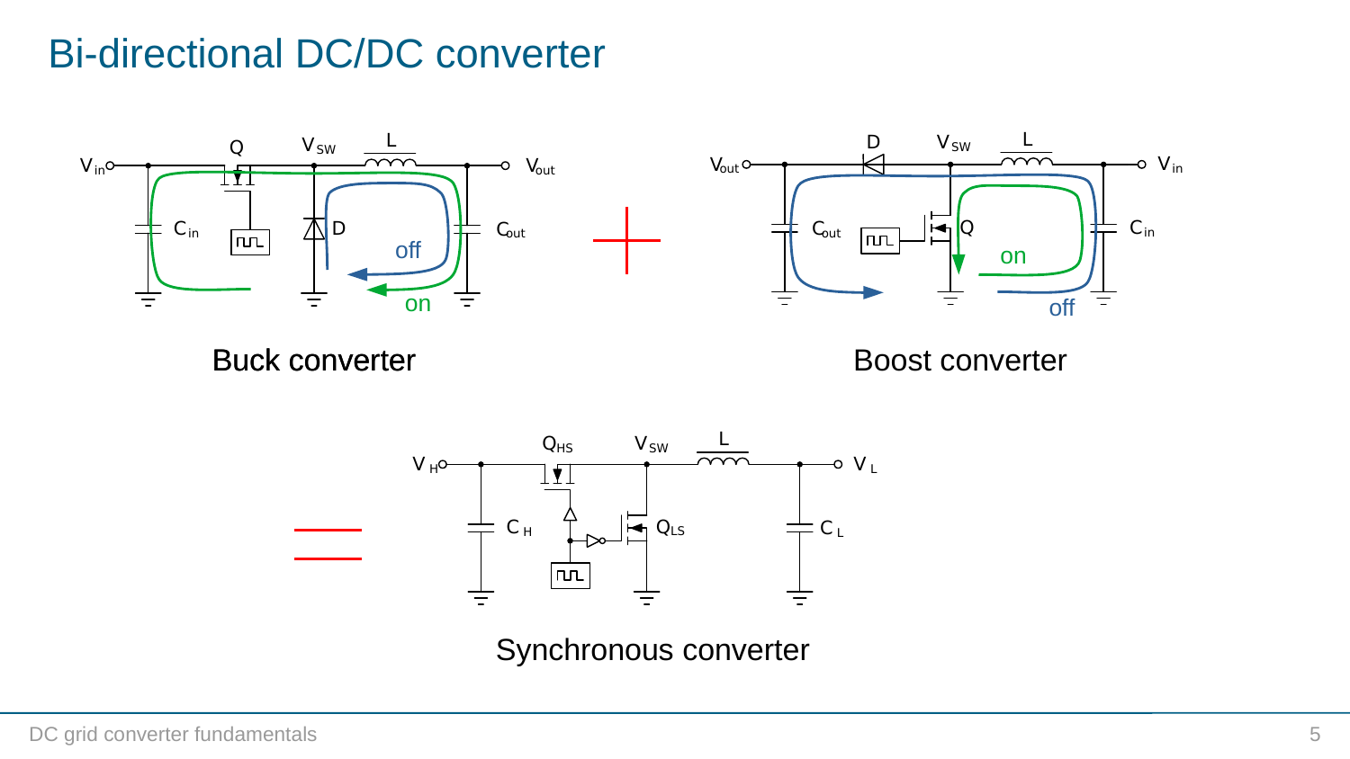# Bi-directional DC/DC converter

Buck converter

Boost converter

Synchronous converter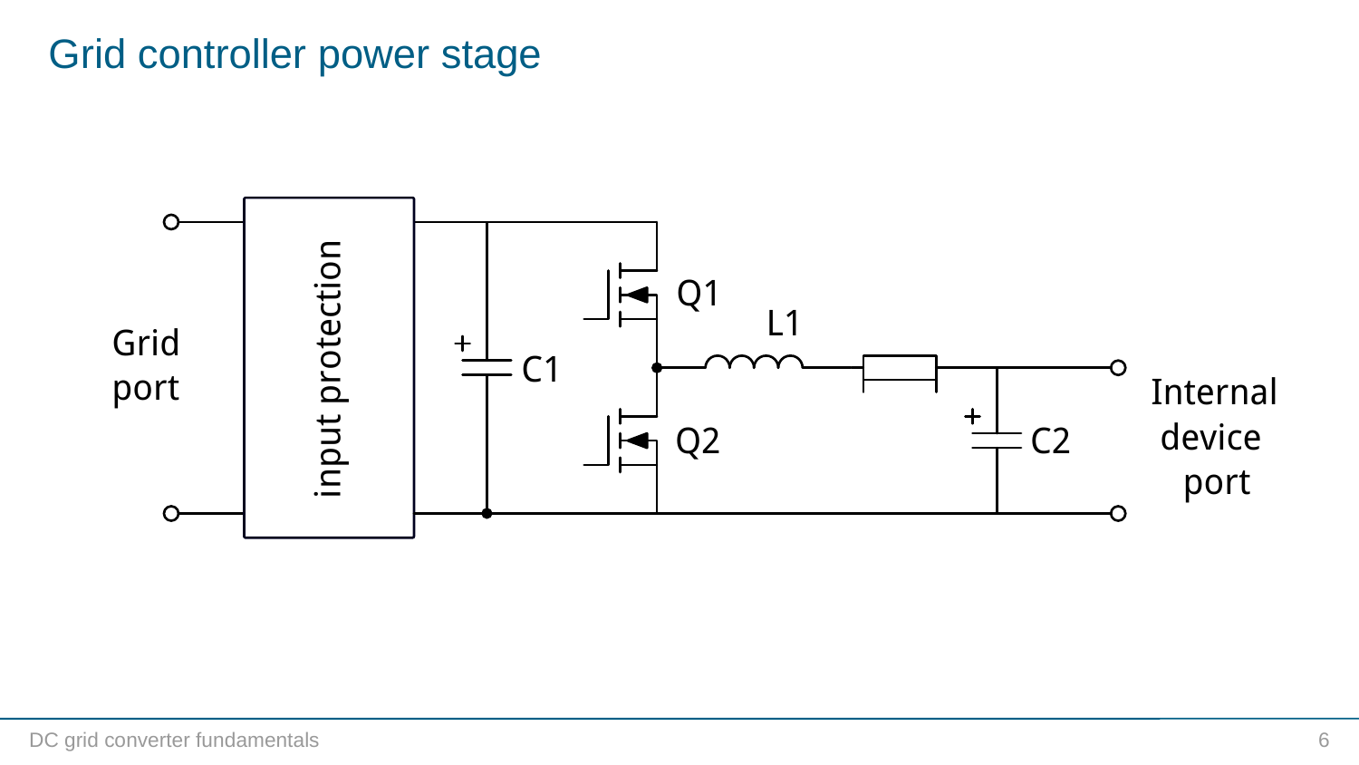# Grid controller power stage

Grid port

input protection

C1

Q1

Q2

L1

C2

Internal device port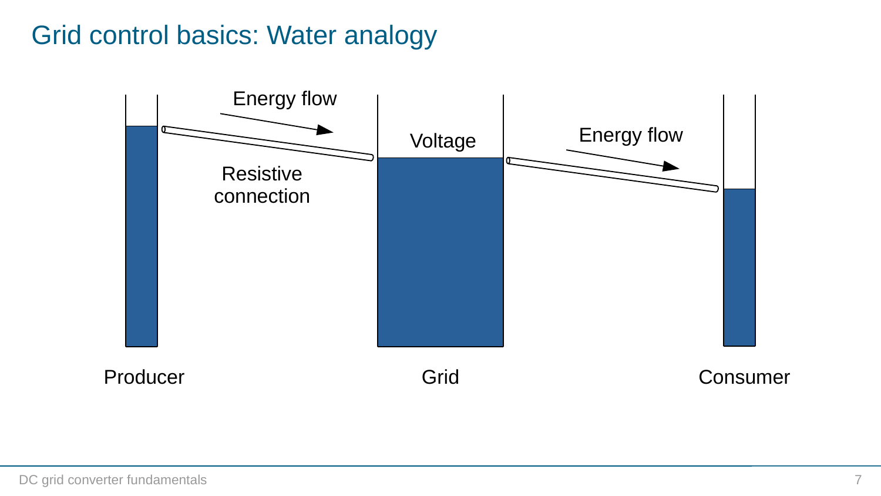# Grid control basics: Water analogy

Energy flow

Voltage

Energy flow

Resistive connection

Producer

Grid

Consumer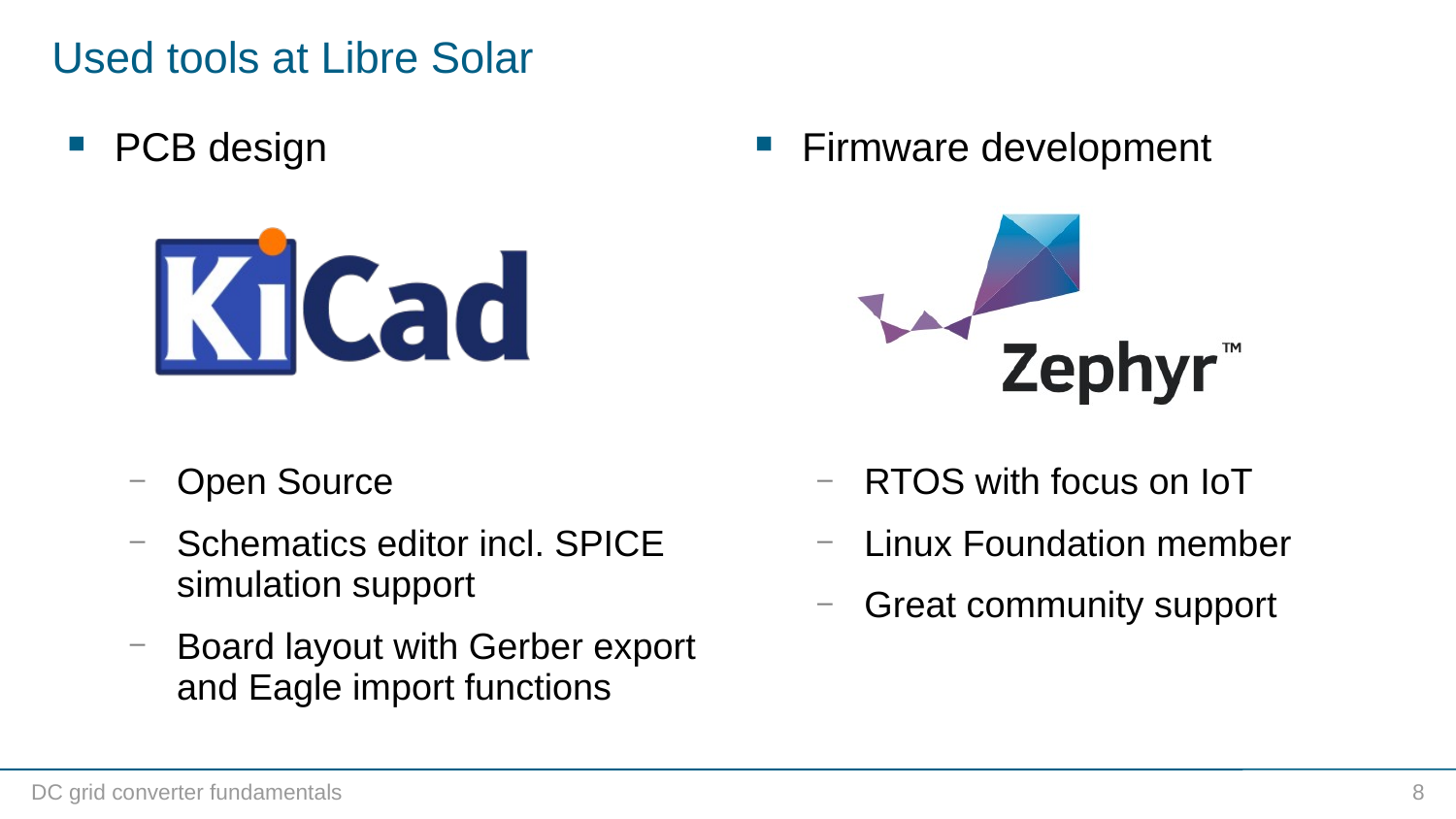# Used tools at Libre Solar

- PCB design

  KiCad

  - Open Source
  - Schematics editor incl. SPICE simulation support
  - Board layout with Gerber export and Eagle import functions

- Firmware development

  Zephyr™

  - RTOS with focus on IoT
  - Linux Foundation member
  - Great community support